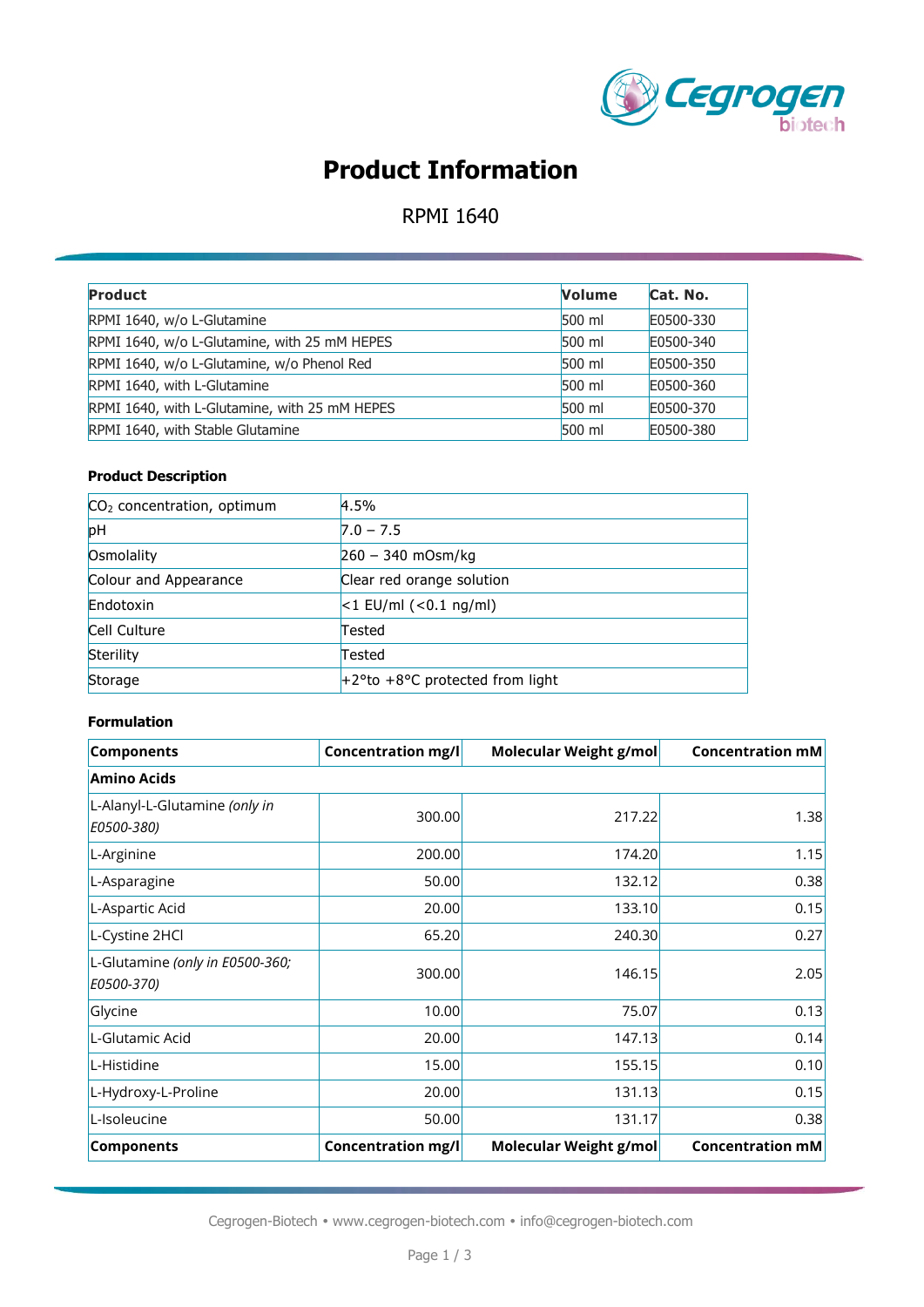# Product Information

RPMI 1640

| Product | Volume | Cat. No. |
|---|---|---|
| RPMI 1640, w/o L-Glutamine | 500 ml | E0500-330 |
| RPMI 1640, w/o L-Glutamine, with 25 mM HEPES | 500 ml | E0500-340 |
| RPMI 1640, w/o L-Glutamine, w/o Phenol Red | 500 ml | E0500-350 |
| RPMI 1640, with L-Glutamine | 500 ml | E0500-360 |
| RPMI 1640, with L-Glutamine, with 25 mM HEPES | 500 ml | E0500-370 |
| RPMI 1640, with Stable Glutamine | 500 ml | E0500-380 |

### Product Description

| | |
|---|---|
| $CO_2$ concentration, optimum | 4.5% |
| pH | 7.0 – 7.5 |
| Osmolality | 260 – 340 mOsm/kg |
| Colour and Appearance | Clear red orange solution |
| Endotoxin | <1 EU/ml (<0.1 ng/ml) |
| Cell Culture | Tested |
| Sterility | Tested |
| Storage | +2°to +8°C protected from light |

### Formulation

| Components | Concentration mg/l | Molecular Weight g/mol | Concentration mM |
|---|---|---|---|
| **Amino Acids** | | | |
| L-Alanyl-L-Glutamine *(only in E0500-380)* | 300.00 | 217.22 | 1.38 |
| L-Arginine | 200.00 | 174.20 | 1.15 |
| L-Asparagine | 50.00 | 132.12 | 0.38 |
| L-Aspartic Acid | 20.00 | 133.10 | 0.15 |
| L-Cystine 2HCl | 65.20 | 240.30 | 0.27 |
| L-Glutamine *(only in E0500-360; E0500-370)* | 300.00 | 146.15 | 2.05 |
| Glycine | 10.00 | 75.07 | 0.13 |
| L-Glutamic Acid | 20.00 | 147.13 | 0.14 |
| L-Histidine | 15.00 | 155.15 | 0.10 |
| L-Hydroxy-L-Proline | 20.00 | 131.13 | 0.15 |
| L-Isoleucine | 50.00 | 131.17 | 0.38 |
| **Components** | **Concentration mg/l** | **Molecular Weight g/mol** | **Concentration mM** |

Cegrogen-Biotech • www.cegrogen-biotech.com • info@cegrogen-biotech.com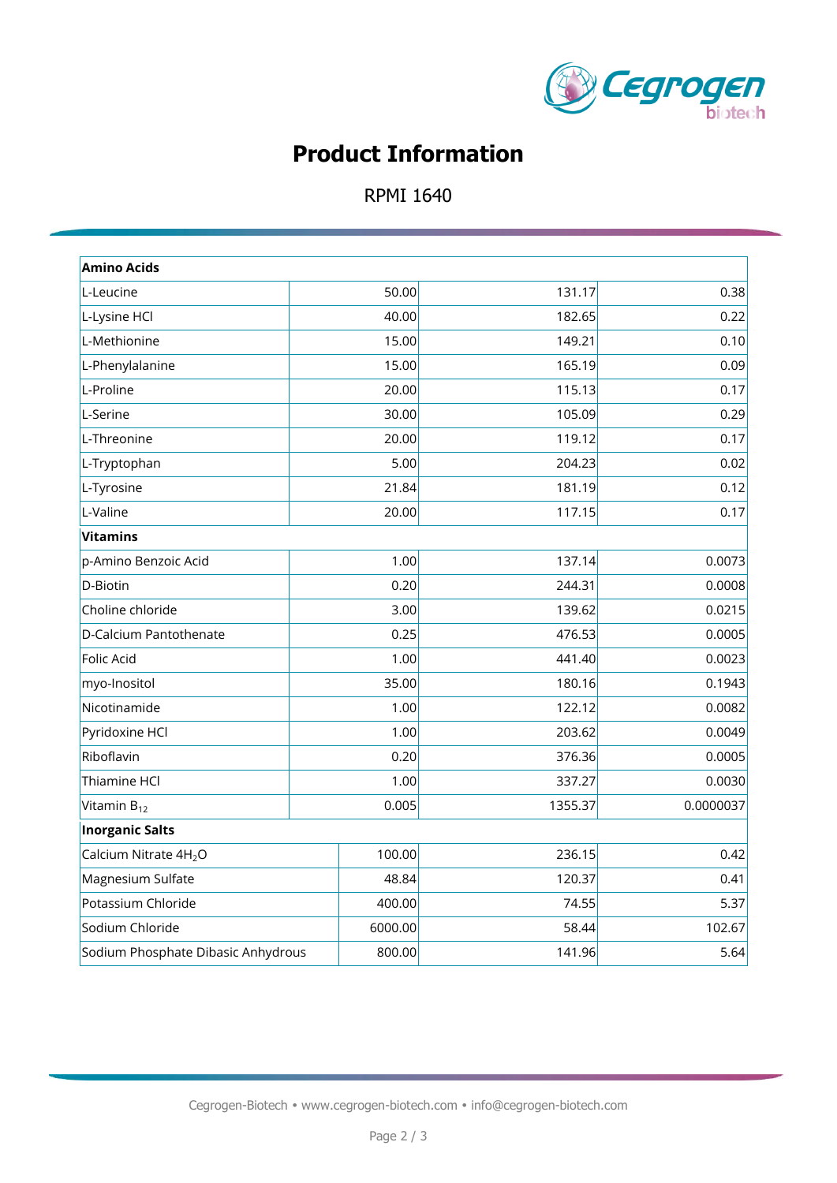# Product Information

RPMI 1640

| Amino Acids | | | |
|---|---|---|---|
| L-Leucine | 50.00 | 131.17 | 0.38 |
| L-Lysine HCl | 40.00 | 182.65 | 0.22 |
| L-Methionine | 15.00 | 149.21 | 0.10 |
| L-Phenylalanine | 15.00 | 165.19 | 0.09 |
| L-Proline | 20.00 | 115.13 | 0.17 |
| L-Serine | 30.00 | 105.09 | 0.29 |
| L-Threonine | 20.00 | 119.12 | 0.17 |
| L-Tryptophan | 5.00 | 204.23 | 0.02 |
| L-Tyrosine | 21.84 | 181.19 | 0.12 |
| L-Valine | 20.00 | 117.15 | 0.17 |
| **Vitamins** | | | |
| p-Amino Benzoic Acid | 1.00 | 137.14 | 0.0073 |
| D-Biotin | 0.20 | 244.31 | 0.0008 |
| Choline chloride | 3.00 | 139.62 | 0.0215 |
| D-Calcium Pantothenate | 0.25 | 476.53 | 0.0005 |
| Folic Acid | 1.00 | 441.40 | 0.0023 |
| myo-Inositol | 35.00 | 180.16 | 0.1943 |
| Nicotinamide | 1.00 | 122.12 | 0.0082 |
| Pyridoxine HCl | 1.00 | 203.62 | 0.0049 |
| Riboflavin | 0.20 | 376.36 | 0.0005 |
| Thiamine HCl | 1.00 | 337.27 | 0.0030 |
| Vitamin $B_{12}$ | 0.005 | 1355.37 | 0.0000037 |
| **Inorganic Salts** | | | |
| Calcium Nitrate $4H_2O$ | 100.00 | 236.15 | 0.42 |
| Magnesium Sulfate | 48.84 | 120.37 | 0.41 |
| Potassium Chloride | 400.00 | 74.55 | 5.37 |
| Sodium Chloride | 6000.00 | 58.44 | 102.67 |
| Sodium Phosphate Dibasic Anhydrous | 800.00 | 141.96 | 5.64 |

Cegrogen-Biotech • www.cegrogen-biotech.com • info@cegrogen-biotech.com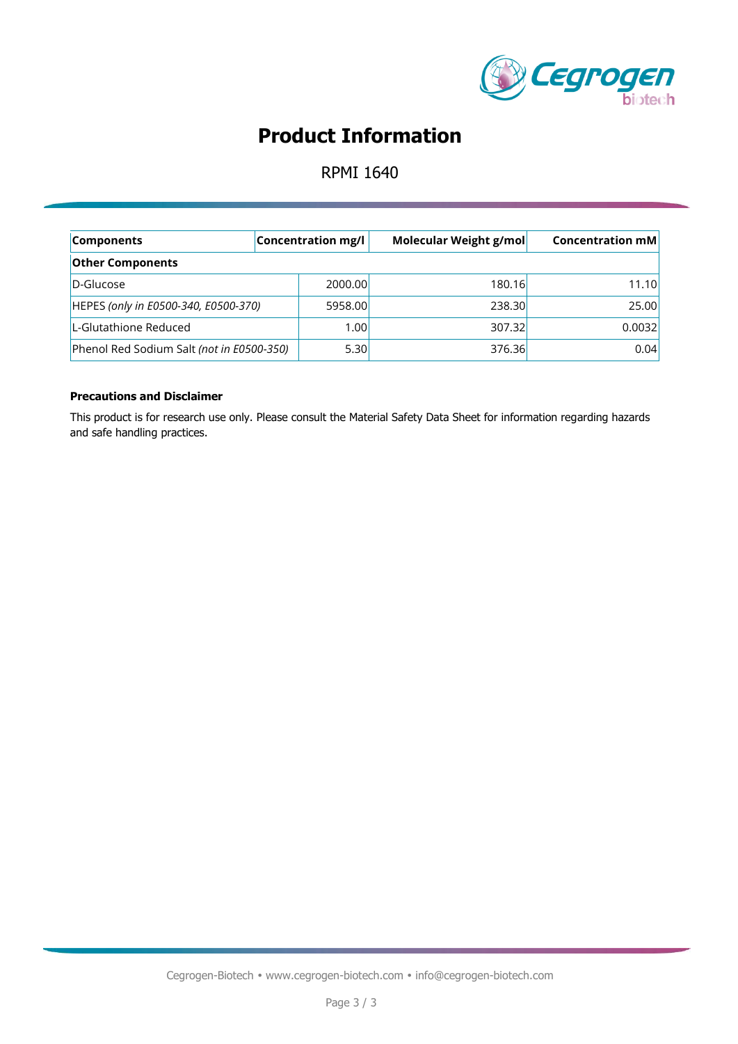# Product Information

RPMI 1640

| Components | Concentration mg/l | Molecular Weight g/mol | Concentration mM |
|---|---|---|---|
| **Other Components** | | | |
| D-Glucose | 2000.00 | 180.16 | 11.10 |
| HEPES *(only in E0500-340, E0500-370)* | 5958.00 | 238.30 | 25.00 |
| L-Glutathione Reduced | 1.00 | 307.32 | 0.0032 |
| Phenol Red Sodium Salt *(not in E0500-350)* | 5.30 | 376.36 | 0.04 |

**Precautions and Disclaimer**

This product is for research use only. Please consult the Material Safety Data Sheet for information regarding hazards and safe handling practices.

Cegrogen-Biotech • www.cegrogen-biotech.com • info@cegrogen-biotech.com